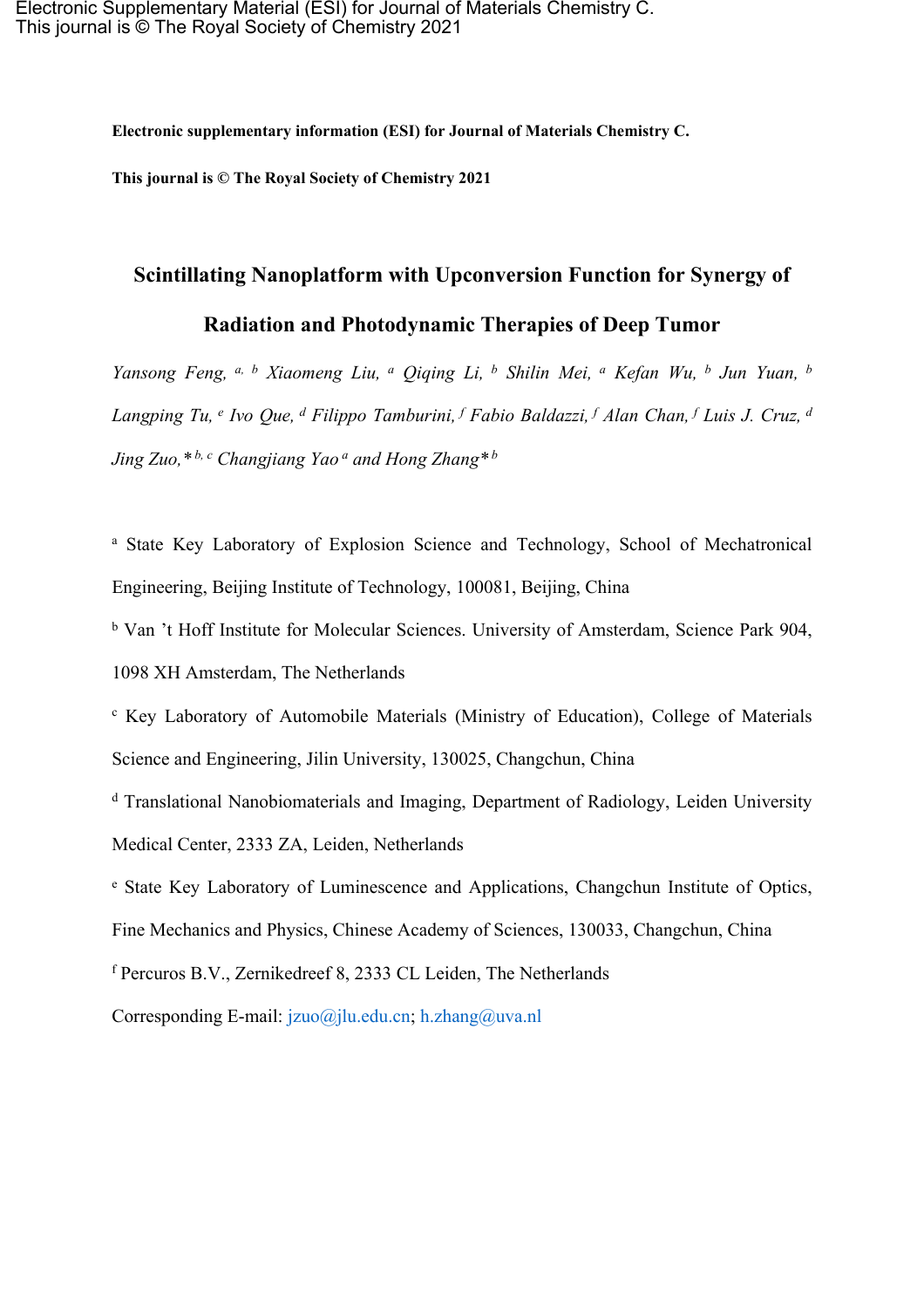Electronic Supplementary Material (ESI) for Journal of Materials Chemistry C.
This journal is © The Royal Society of Chemistry 2021

**Electronic supplementary information (ESI) for Journal of Materials Chemistry C.**

**This journal is © The Royal Society of Chemistry 2021**

# Scintillating Nanoplatform with Upconversion Function for Synergy of Radiation and Photodynamic Therapies of Deep Tumor

*Yansong Feng,* [a, b] *Xiaomeng Liu,* [a] *Qiqing Li,* [b] *Shilin Mei,* [a] *Kefan Wu,* [b] *Jun Yuan,* [b] *Langping Tu,* [e] *Ivo Que,* [d] *Filippo Tamburini,* [f] *Fabio Baldazzi,* [f] *Alan Chan,* [f] *Luis J. Cruz,* [d] *Jing Zuo,** [b, c] *Changjiang Yao* [a] *and Hong Zhang** [b]

[a] State Key Laboratory of Explosion Science and Technology, School of Mechatronical Engineering, Beijing Institute of Technology, 100081, Beijing, China

[b] Van 't Hoff Institute for Molecular Sciences. University of Amsterdam, Science Park 904, 1098 XH Amsterdam, The Netherlands

[c] Key Laboratory of Automobile Materials (Ministry of Education), College of Materials Science and Engineering, Jilin University, 130025, Changchun, China

[d] Translational Nanobiomaterials and Imaging, Department of Radiology, Leiden University Medical Center, 2333 ZA, Leiden, Netherlands

[e] State Key Laboratory of Luminescence and Applications, Changchun Institute of Optics, Fine Mechanics and Physics, Chinese Academy of Sciences, 130033, Changchun, China

[f] Percuros B.V., Zernikedreef 8, 2333 CL Leiden, The Netherlands

Corresponding E-mail: jzuo@jlu.edu.cn; h.zhang@uva.nl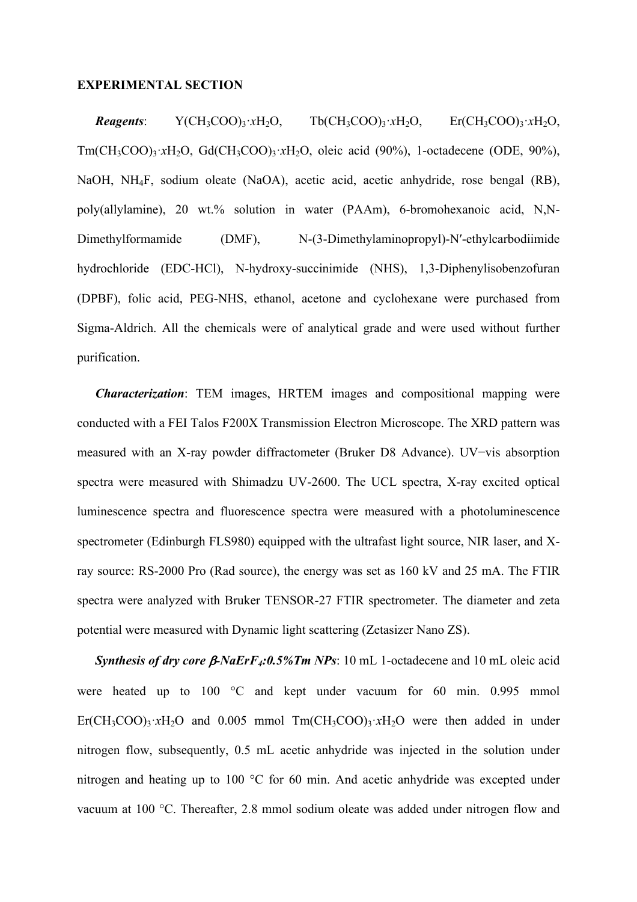**EXPERIMENTAL SECTION**

***Reagents***: $Y(CH_3COO)_3\cdot xH_2O$, $Tb(CH_3COO)_3\cdot xH_2O$, $Er(CH_3COO)_3\cdot xH_2O$, $Tm(CH_3COO)_3\cdot xH_2O$, $Gd(CH_3COO)_3\cdot xH_2O$, oleic acid (90%), 1-octadecene (ODE, 90%), NaOH, $NH_4F$, sodium oleate (NaOA), acetic acid, acetic anhydride, rose bengal (RB), poly(allylamine), 20 wt.% solution in water (PAAm), 6-bromohexanoic acid, N,N-Dimethylformamide (DMF), N-(3-Dimethylaminopropyl)-N′-ethylcarbodiimide hydrochloride (EDC-HCl), N-hydroxy-succinimide (NHS), 1,3-Diphenylisobenzofuran (DPBF), folic acid, PEG-NHS, ethanol, acetone and cyclohexane were purchased from Sigma-Aldrich. All the chemicals were of analytical grade and were used without further purification.

***Characterization***: TEM images, HRTEM images and compositional mapping were conducted with a FEI Talos F200X Transmission Electron Microscope. The XRD pattern was measured with an X-ray powder diffractometer (Bruker D8 Advance). UV−vis absorption spectra were measured with Shimadzu UV-2600. The UCL spectra, X-ray excited optical luminescence spectra and fluorescence spectra were measured with a photoluminescence spectrometer (Edinburgh FLS980) equipped with the ultrafast light source, NIR laser, and X-ray source: RS-2000 Pro (Rad source), the energy was set as 160 kV and 25 mA. The FTIR spectra were analyzed with Bruker TENSOR-27 FTIR spectrometer. The diameter and zeta potential were measured with Dynamic light scattering (Zetasizer Nano ZS).

***Synthesis of dry core β-NaErF$_4$:0.5%Tm NPs***: 10 mL 1-octadecene and 10 mL oleic acid were heated up to 100 °C and kept under vacuum for 60 min. 0.995 mmol $Er(CH_3COO)_3\cdot xH_2O$ and 0.005 mmol $Tm(CH_3COO)_3\cdot xH_2O$ were then added in under nitrogen flow, subsequently, 0.5 mL acetic anhydride was injected in the solution under nitrogen and heating up to 100 °C for 60 min. And acetic anhydride was excepted under vacuum at 100 °C. Thereafter, 2.8 mmol sodium oleate was added under nitrogen flow and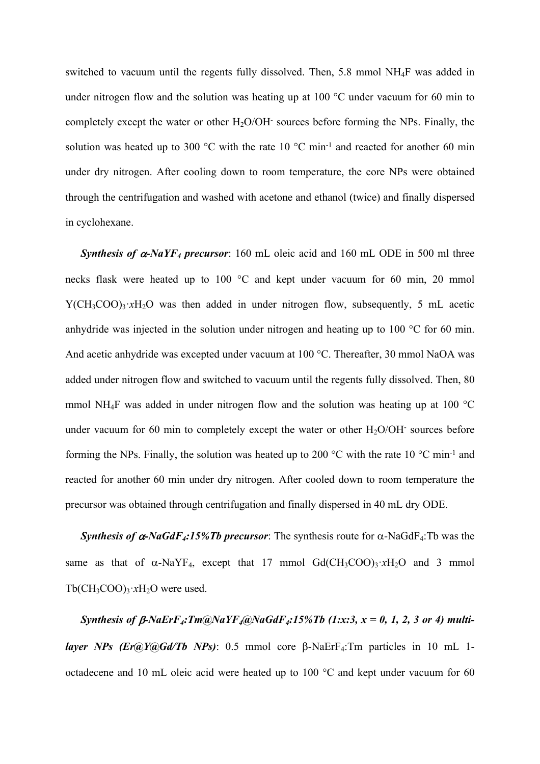switched to vacuum until the regents fully dissolved. Then, 5.8 mmol $NH_4F$ was added in under nitrogen flow and the solution was heating up at 100 °C under vacuum for 60 min to completely except the water or other $H_2O/OH^-$ sources before forming the NPs. Finally, the solution was heated up to 300 °C with the rate 10 °C min$^{-1}$ and reacted for another 60 min under dry nitrogen. After cooling down to room temperature, the core NPs were obtained through the centrifugation and washed with acetone and ethanol (twice) and finally dispersed in cyclohexane.

***Synthesis of $\alpha$-$NaYF_4$ precursor***: 160 mL oleic acid and 160 mL ODE in 500 ml three necks flask were heated up to 100 °C and kept under vacuum for 60 min, 20 mmol $Y(CH_3COO)_3{\cdot}xH_2O$ was then added in under nitrogen flow, subsequently, 5 mL acetic anhydride was injected in the solution under nitrogen and heating up to 100 °C for 60 min. And acetic anhydride was excepted under vacuum at 100 °C. Thereafter, 30 mmol NaOA was added under nitrogen flow and switched to vacuum until the regents fully dissolved. Then, 80 mmol $NH_4F$ was added in under nitrogen flow and the solution was heating up at 100 °C under vacuum for 60 min to completely except the water or other $H_2O/OH^-$ sources before forming the NPs. Finally, the solution was heated up to 200 °C with the rate 10 °C min$^{-1}$ and reacted for another 60 min under dry nitrogen. After cooled down to room temperature the precursor was obtained through centrifugation and finally dispersed in 40 mL dry ODE.

***Synthesis of $\alpha$-$NaGdF_4$:15%Tb precursor***: The synthesis route for $\alpha$-$NaGdF_4$:Tb was the same as that of $\alpha$-$NaYF_4$, except that 17 mmol $Gd(CH_3COO)_3{\cdot}xH_2O$ and 3 mmol $Tb(CH_3COO)_3{\cdot}xH_2O$ were used.

***Synthesis of $\beta$-$NaErF_4$:Tm@$NaYF_4$@$NaGdF_4$:15%Tb (1:x:3, x = 0, 1, 2, 3 or 4) multi-layer NPs (Er@Y@Gd/Tb NPs)***: 0.5 mmol core $\beta$-$NaErF_4$:Tm particles in 10 mL 1-octadecene and 10 mL oleic acid were heated up to 100 °C and kept under vacuum for 60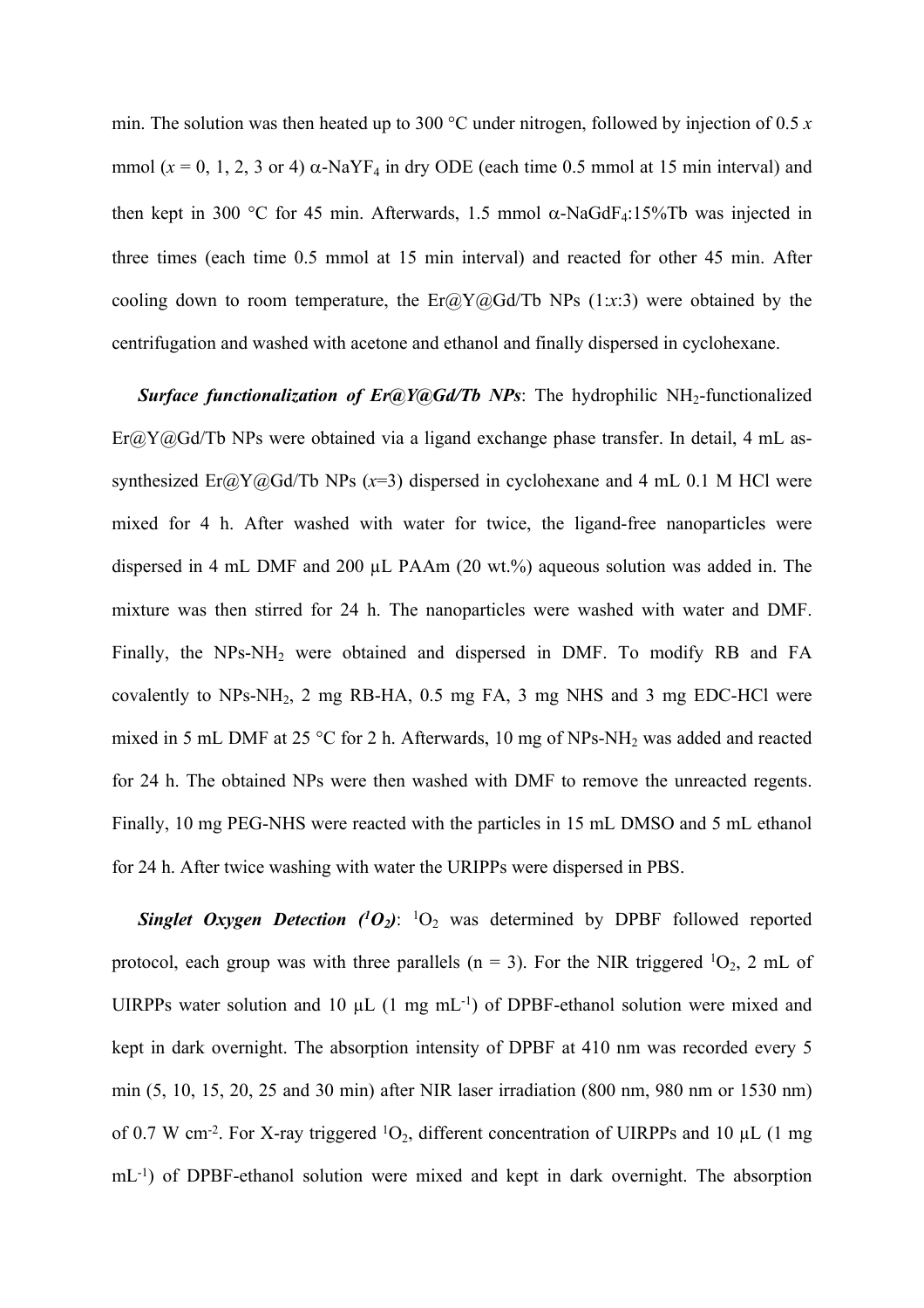min. The solution was then heated up to 300 °C under nitrogen, followed by injection of 0.5 $x$ mmol ($x$ = 0, 1, 2, 3 or 4) α-$NaYF_4$ in dry ODE (each time 0.5 mmol at 15 min interval) and then kept in 300 °C for 45 min. Afterwards, 1.5 mmol α-$NaGdF_4$:15%Tb was injected in three times (each time 0.5 mmol at 15 min interval) and reacted for other 45 min. After cooling down to room temperature, the Er@Y@Gd/Tb NPs (1:$x$:3) were obtained by the centrifugation and washed with acetone and ethanol and finally dispersed in cyclohexane.

***Surface functionalization of Er@Y@Gd/Tb NPs***: The hydrophilic $NH_2$-functionalized Er@Y@Gd/Tb NPs were obtained via a ligand exchange phase transfer. In detail, 4 mL as-synthesized Er@Y@Gd/Tb NPs ($x$=3) dispersed in cyclohexane and 4 mL 0.1 M HCl were mixed for 4 h. After washed with water for twice, the ligand-free nanoparticles were dispersed in 4 mL DMF and 200 μL PAAm (20 wt.%) aqueous solution was added in. The mixture was then stirred for 24 h. The nanoparticles were washed with water and DMF. Finally, the NPs-$NH_2$ were obtained and dispersed in DMF. To modify RB and FA covalently to NPs-$NH_2$, 2 mg RB-HA, 0.5 mg FA, 3 mg NHS and 3 mg EDC-HCl were mixed in 5 mL DMF at 25 °C for 2 h. Afterwards, 10 mg of NPs-$NH_2$ was added and reacted for 24 h. The obtained NPs were then washed with DMF to remove the unreacted regents. Finally, 10 mg PEG-NHS were reacted with the particles in 15 mL DMSO and 5 mL ethanol for 24 h. After twice washing with water the URIPPs were dispersed in PBS.

***Singlet Oxygen Detection ($^1O_2$)***: $^1O_2$ was determined by DPBF followed reported protocol, each group was with three parallels (n = 3). For the NIR triggered $^1O_2$, 2 mL of UIRPPs water solution and 10 μL (1 mg mL$^{-1}$) of DPBF-ethanol solution were mixed and kept in dark overnight. The absorption intensity of DPBF at 410 nm was recorded every 5 min (5, 10, 15, 20, 25 and 30 min) after NIR laser irradiation (800 nm, 980 nm or 1530 nm) of 0.7 W cm$^{-2}$. For X-ray triggered $^1O_2$, different concentration of UIRPPs and 10 μL (1 mg mL$^{-1}$) of DPBF-ethanol solution were mixed and kept in dark overnight. The absorption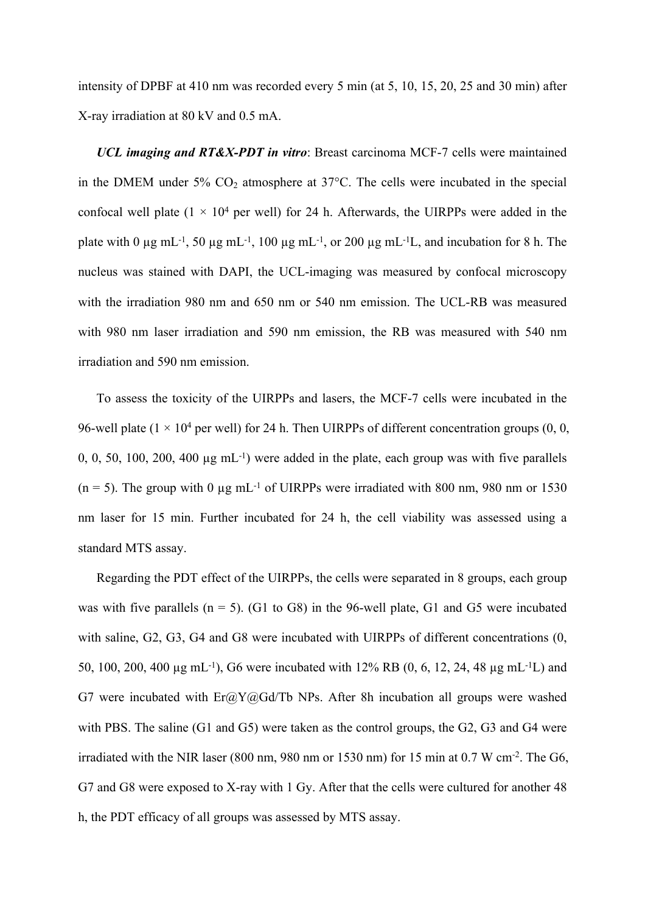intensity of DPBF at 410 nm was recorded every 5 min (at 5, 10, 15, 20, 25 and 30 min) after X-ray irradiation at 80 kV and 0.5 mA.

***UCL imaging and RT&X-PDT in vitro***: Breast carcinoma MCF-7 cells were maintained in the DMEM under 5% $CO_2$ atmosphere at 37°C. The cells were incubated in the special confocal well plate (1 × $10^4$ per well) for 24 h. Afterwards, the UIRPPs were added in the plate with 0 μg $mL^{-1}$, 50 μg $mL^{-1}$, 100 μg $mL^{-1}$, or 200 μg $mL^{-1}$L, and incubation for 8 h. The nucleus was stained with DAPI, the UCL-imaging was measured by confocal microscopy with the irradiation 980 nm and 650 nm or 540 nm emission. The UCL-RB was measured with 980 nm laser irradiation and 590 nm emission, the RB was measured with 540 nm irradiation and 590 nm emission.

To assess the toxicity of the UIRPPs and lasers, the MCF-7 cells were incubated in the 96-well plate (1 × $10^4$ per well) for 24 h. Then UIRPPs of different concentration groups (0, 0, 0, 0, 50, 100, 200, 400 μg $mL^{-1}$) were added in the plate, each group was with five parallels (n = 5). The group with 0 μg $mL^{-1}$ of UIRPPs were irradiated with 800 nm, 980 nm or 1530 nm laser for 15 min. Further incubated for 24 h, the cell viability was assessed using a standard MTS assay.

Regarding the PDT effect of the UIRPPs, the cells were separated in 8 groups, each group was with five parallels (n = 5). (G1 to G8) in the 96-well plate, G1 and G5 were incubated with saline, G2, G3, G4 and G8 were incubated with UIRPPs of different concentrations (0, 50, 100, 200, 400 μg $mL^{-1}$), G6 were incubated with 12% RB (0, 6, 12, 24, 48 μg $mL^{-1}$L) and G7 were incubated with Er@Y@Gd/Tb NPs. After 8h incubation all groups were washed with PBS. The saline (G1 and G5) were taken as the control groups, the G2, G3 and G4 were irradiated with the NIR laser (800 nm, 980 nm or 1530 nm) for 15 min at 0.7 W $cm^{-2}$. The G6, G7 and G8 were exposed to X-ray with 1 Gy. After that the cells were cultured for another 48 h, the PDT efficacy of all groups was assessed by MTS assay.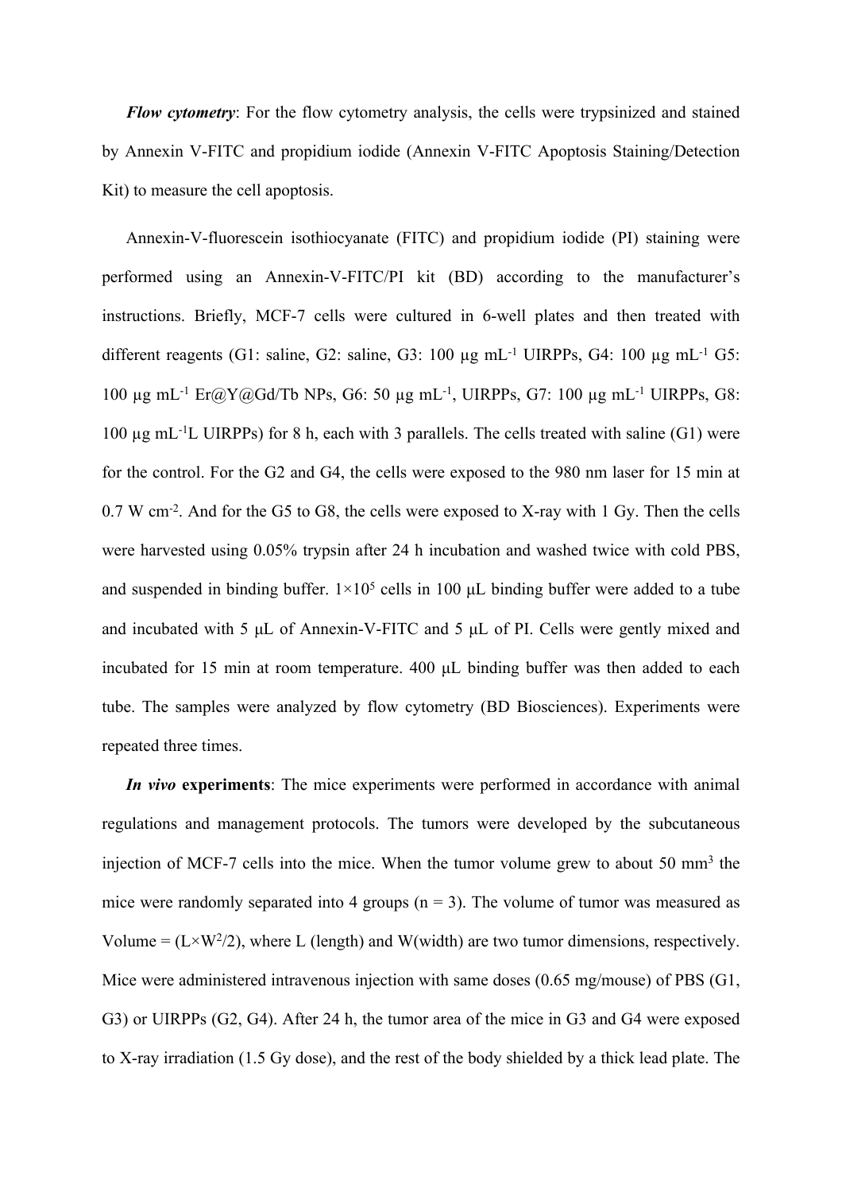***Flow cytometry***: For the flow cytometry analysis, the cells were trypsinized and stained by Annexin V-FITC and propidium iodide (Annexin V-FITC Apoptosis Staining/Detection Kit) to measure the cell apoptosis.

Annexin-V-fluorescein isothiocyanate (FITC) and propidium iodide (PI) staining were performed using an Annexin-V-FITC/PI kit (BD) according to the manufacturer's instructions. Briefly, MCF-7 cells were cultured in 6-well plates and then treated with different reagents (G1: saline, G2: saline, G3: 100 μg mL$^{-1}$ UIRPPs, G4: 100 μg mL$^{-1}$ G5: 100 μg mL$^{-1}$ Er@Y@Gd/Tb NPs, G6: 50 μg mL$^{-1}$, UIRPPs, G7: 100 μg mL$^{-1}$ UIRPPs, G8: 100 μg mL$^{-1}$L UIRPPs) for 8 h, each with 3 parallels. The cells treated with saline (G1) were for the control. For the G2 and G4, the cells were exposed to the 980 nm laser for 15 min at 0.7 W cm$^{-2}$. And for the G5 to G8, the cells were exposed to X-ray with 1 Gy. Then the cells were harvested using 0.05% trypsin after 24 h incubation and washed twice with cold PBS, and suspended in binding buffer. $1\times10^5$ cells in 100 μL binding buffer were added to a tube and incubated with 5 μL of Annexin-V-FITC and 5 μL of PI. Cells were gently mixed and incubated for 15 min at room temperature. 400 μL binding buffer was then added to each tube. The samples were analyzed by flow cytometry (BD Biosciences). Experiments were repeated three times.

***In vivo* experiments**: The mice experiments were performed in accordance with animal regulations and management protocols. The tumors were developed by the subcutaneous injection of MCF-7 cells into the mice. When the tumor volume grew to about 50 mm$^3$ the mice were randomly separated into 4 groups (n = 3). The volume of tumor was measured as Volume = ($L\times W^2/2$), where L (length) and W(width) are two tumor dimensions, respectively. Mice were administered intravenous injection with same doses (0.65 mg/mouse) of PBS (G1, G3) or UIRPPs (G2, G4). After 24 h, the tumor area of the mice in G3 and G4 were exposed to X-ray irradiation (1.5 Gy dose), and the rest of the body shielded by a thick lead plate. The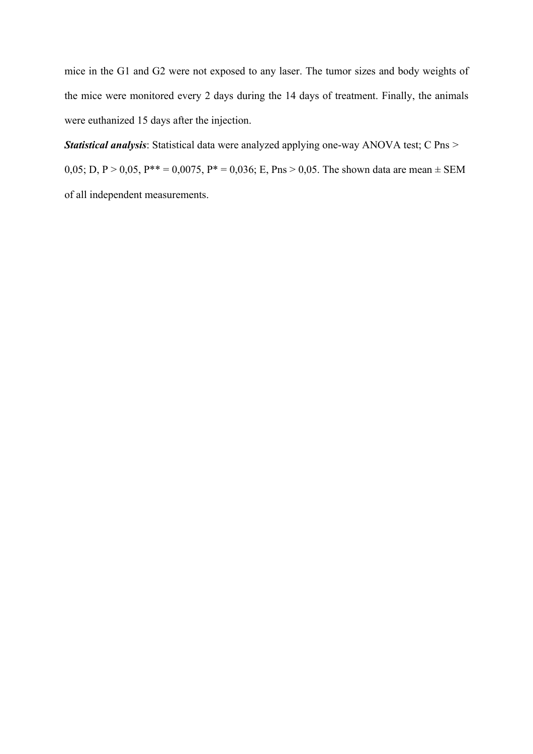mice in the G1 and G2 were not exposed to any laser. The tumor sizes and body weights of the mice were monitored every 2 days during the 14 days of treatment. Finally, the animals were euthanized 15 days after the injection.

***Statistical analysis***: Statistical data were analyzed applying one-way ANOVA test; C $P_{ns} >$ 0,05; D, $P >$ 0,05, $P^{**} =$ 0,0075, $P^{*} =$ 0,036; E, $P_{ns} >$ 0,05. The shown data are mean ± SEM of all independent measurements.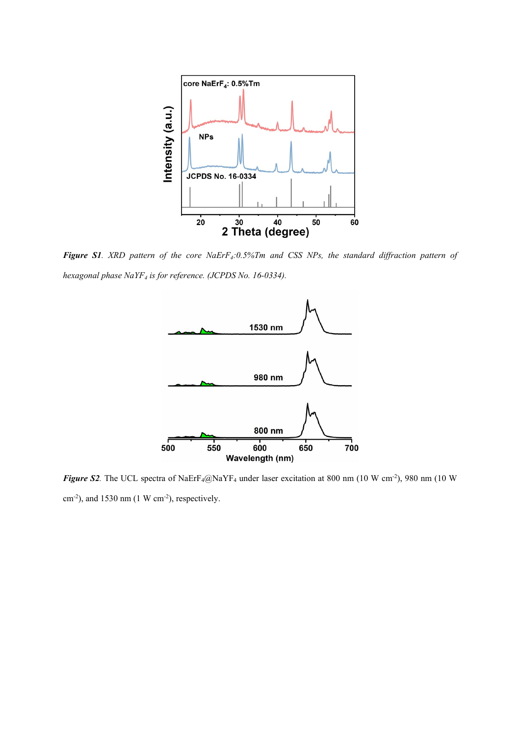***Figure S1***. *XRD pattern of the core $NaErF_4$:0.5%Tm and CSS NPs, the standard diffraction pattern of hexagonal phase $NaYF_4$ is for reference. (JCPDS No. 16-0334).*

***Figure S2***. The UCL spectra of $NaErF_4$@$NaYF_4$ under laser excitation at 800 nm (10 W cm$^{-2}$), 980 nm (10 W cm$^{-2}$), and 1530 nm (1 W cm$^{-2}$), respectively.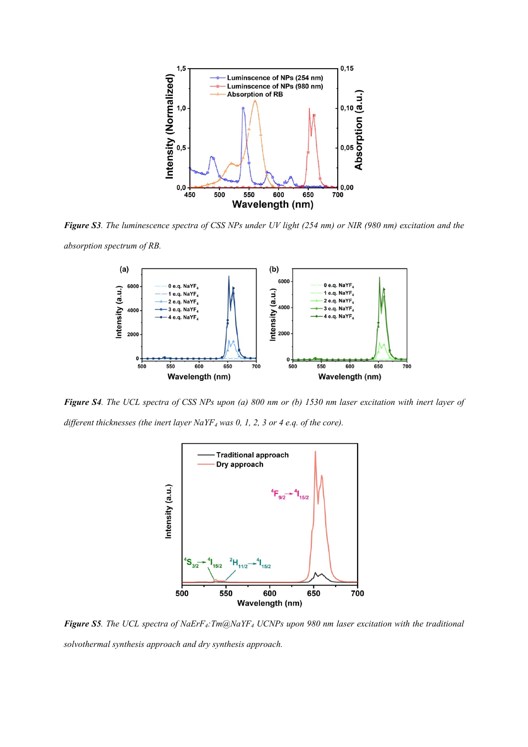***Figure S3***. *The luminescence spectra of CSS NPs under UV light (254 nm) or NIR (980 nm) excitation and the absorption spectrum of RB.*

***Figure S4***. *The UCL spectra of CSS NPs upon (a) 800 nm or (b) 1530 nm laser excitation with inert layer of different thicknesses (the inert layer $NaYF_4$ was 0, 1, 2, 3 or 4 e.q. of the core).*

***Figure S5***. *The UCL spectra of $NaErF_4$:Tm@$NaYF_4$ UCNPs upon 980 nm laser excitation with the traditional solvothermal synthesis approach and dry synthesis approach.*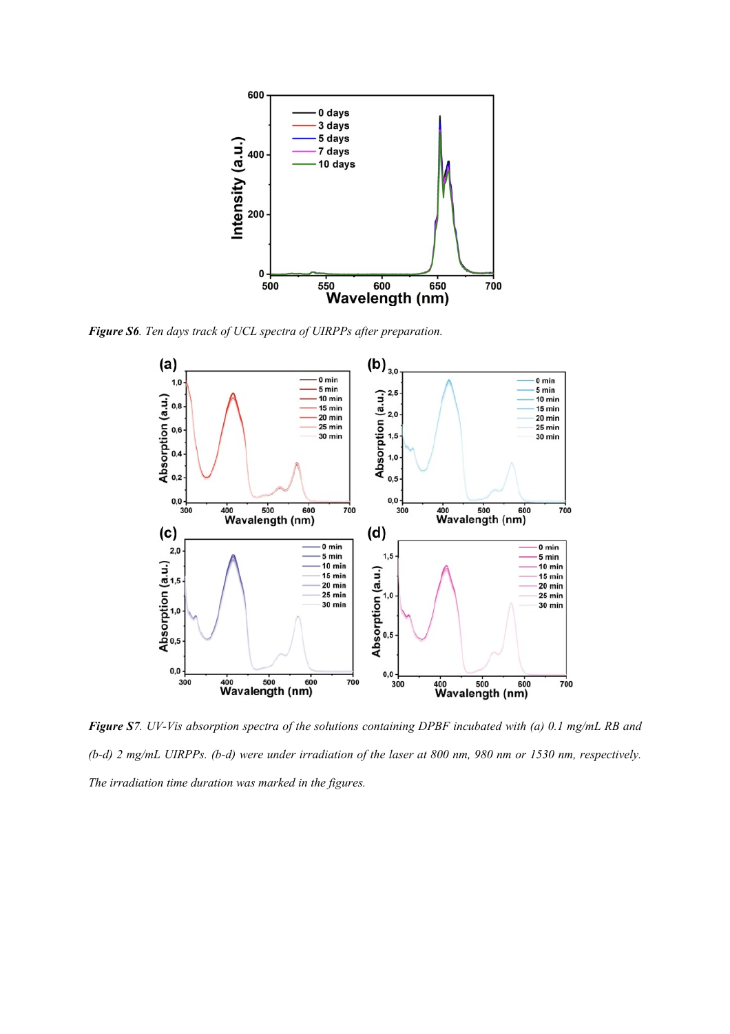***Figure S6****. Ten days track of UCL spectra of UIRPPs after preparation.*

***Figure S7****. UV-Vis absorption spectra of the solutions containing DPBF incubated with (a) 0.1 mg/mL RB and (b-d) 2 mg/mL UIRPPs. (b-d) were under irradiation of the laser at 800 nm, 980 nm or 1530 nm, respectively. The irradiation time duration was marked in the figures.*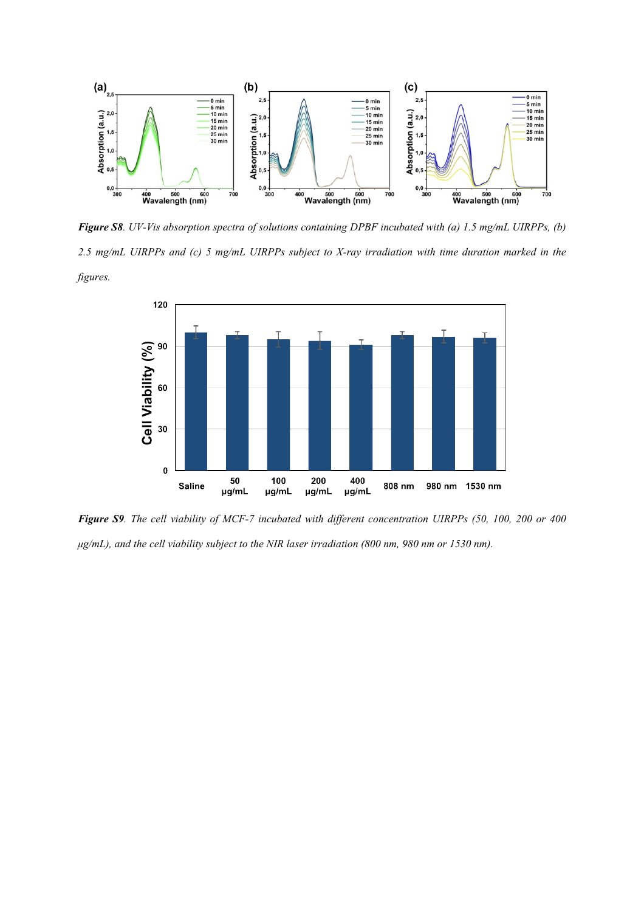***Figure S8***. *UV-Vis absorption spectra of solutions containing DPBF incubated with (a) 1.5 mg/mL UIRPPs, (b) 2.5 mg/mL UIRPPs and (c) 5 mg/mL UIRPPs subject to X-ray irradiation with time duration marked in the figures.*

***Figure S9***. *The cell viability of MCF-7 incubated with different concentration UIRPPs (50, 100, 200 or 400 μg/mL), and the cell viability subject to the NIR laser irradiation (800 nm, 980 nm or 1530 nm).*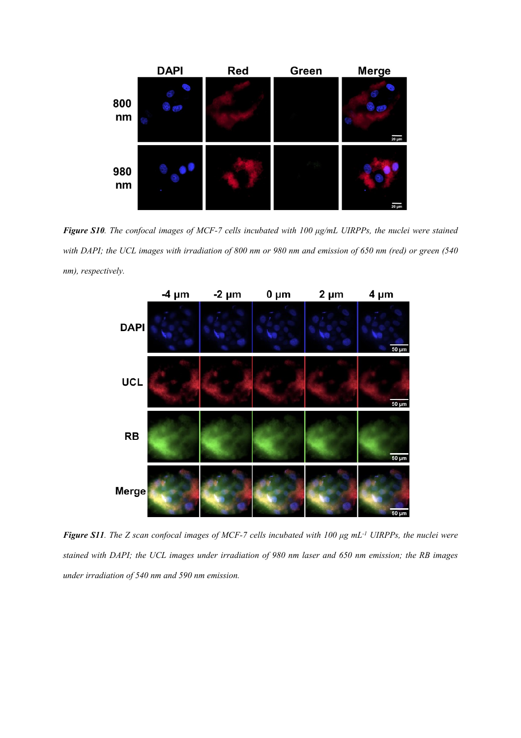***Figure S10***. *The confocal images of MCF-7 cells incubated with 100 μg/mL UIRPPs, the nuclei were stained with DAPI; the UCL images with irradiation of 800 nm or 980 nm and emission of 650 nm (red) or green (540 nm), respectively.*

***Figure S11***. *The Z scan confocal images of MCF-7 cells incubated with 100 μg mL$^{-1}$ UIRPPs, the nuclei were stained with DAPI; the UCL images under irradiation of 980 nm laser and 650 nm emission; the RB images under irradiation of 540 nm and 590 nm emission.*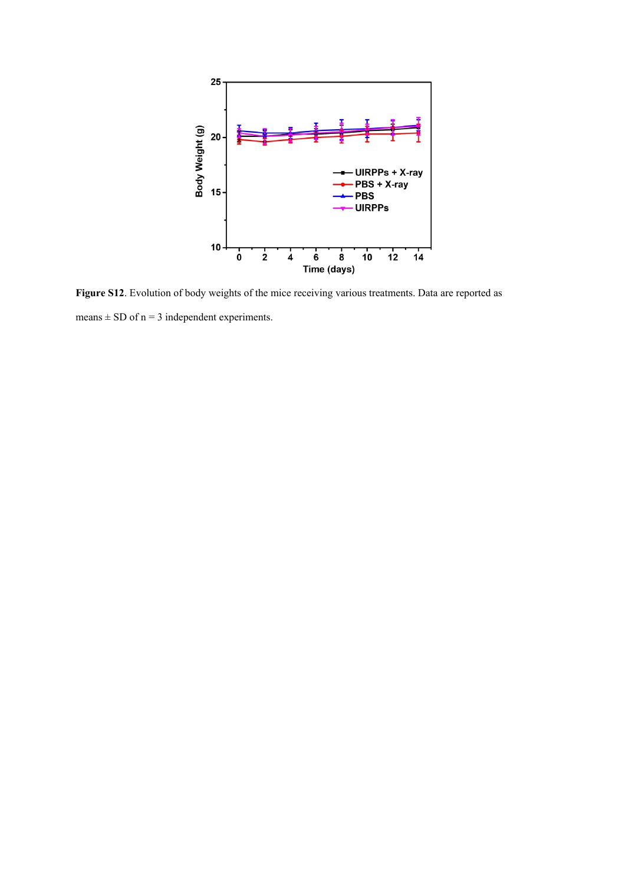Body Weight (g)

25

20

15

10

0 2 4 6 8 10 12 14

Time (days)

UIRPPs + X-ray

PBS + X-ray

PBS

UIRPPs

**Figure S12**. Evolution of body weights of the mice receiving various treatments. Data are reported as means ± SD of n = 3 independent experiments.